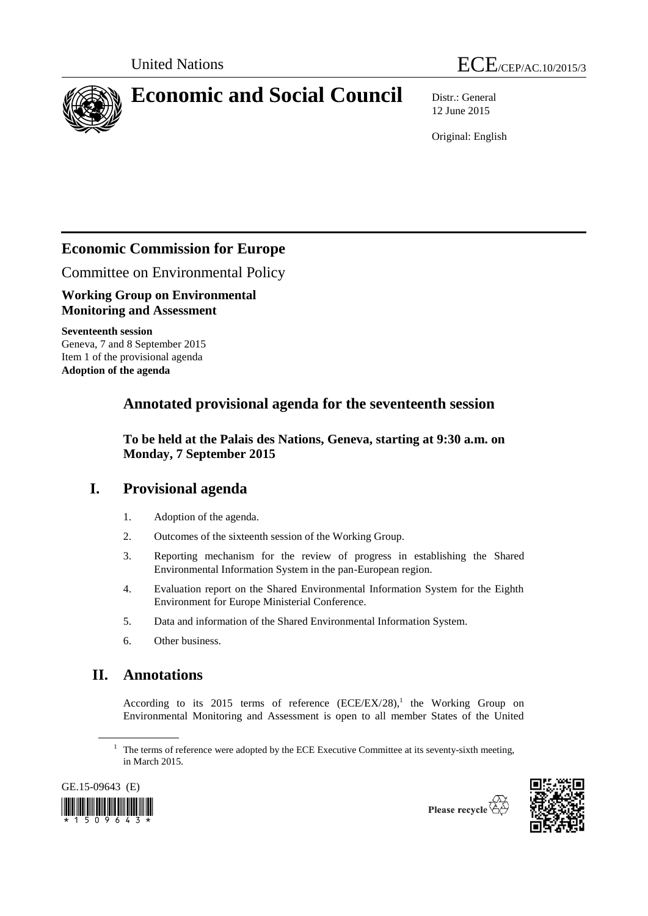United Nations ECE/CEP/AC.10/2015/3

# Economic and Social Council

Distr.: General
12 June 2015

Original: English

## Economic Commission for Europe

Committee on Environmental Policy

**Working Group on Environmental Monitoring and Assessment**

**Seventeenth session**
Geneva, 7 and 8 September 2015
Item 1 of the provisional agenda
**Adoption of the agenda**

## Annotated provisional agenda for the seventeenth session

**To be held at the Palais des Nations, Geneva, starting at 9:30 a.m. on Monday, 7 September 2015**

## I. Provisional agenda

1. Adoption of the agenda.
2. Outcomes of the sixteenth session of the Working Group.
3. Reporting mechanism for the review of progress in establishing the Shared Environmental Information System in the pan-European region.
4. Evaluation report on the Shared Environmental Information System for the Eighth Environment for Europe Ministerial Conference.
5. Data and information of the Shared Environmental Information System.
6. Other business.

## II. Annotations

According to its 2015 terms of reference (ECE/EX/28),[1] the Working Group on Environmental Monitoring and Assessment is open to all member States of the United

[1] The terms of reference were adopted by the ECE Executive Committee at its seventy-sixth meeting, in March 2015.

GE.15-09643 (E)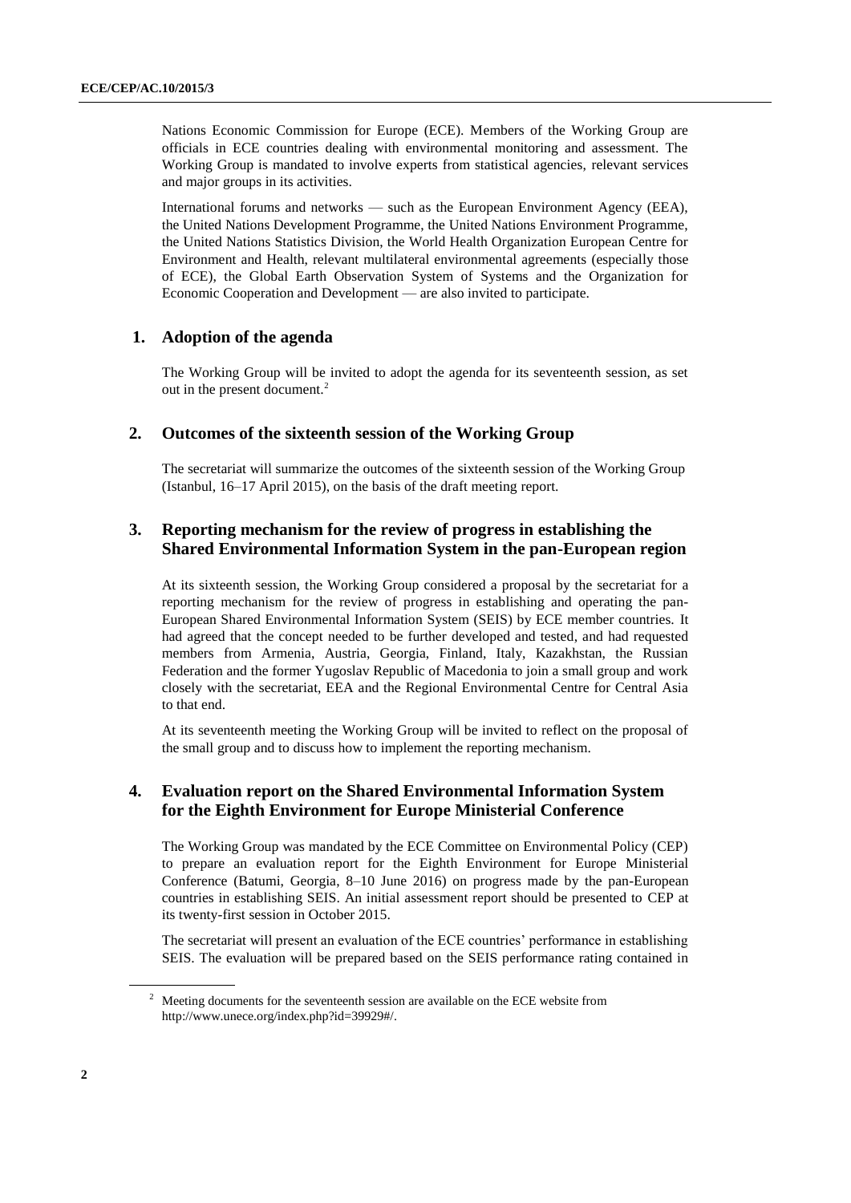Nations Economic Commission for Europe (ECE). Members of the Working Group are officials in ECE countries dealing with environmental monitoring and assessment. The Working Group is mandated to involve experts from statistical agencies, relevant services and major groups in its activities.

International forums and networks — such as the European Environment Agency (EEA), the United Nations Development Programme, the United Nations Environment Programme, the United Nations Statistics Division, the World Health Organization European Centre for Environment and Health, relevant multilateral environmental agreements (especially those of ECE), the Global Earth Observation System of Systems and the Organization for Economic Cooperation and Development — are also invited to participate.

## 1. Adoption of the agenda

The Working Group will be invited to adopt the agenda for its seventeenth session, as set out in the present document.[2]

## 2. Outcomes of the sixteenth session of the Working Group

The secretariat will summarize the outcomes of the sixteenth session of the Working Group (Istanbul, 16–17 April 2015), on the basis of the draft meeting report.

## 3. Reporting mechanism for the review of progress in establishing the Shared Environmental Information System in the pan-European region

At its sixteenth session, the Working Group considered a proposal by the secretariat for a reporting mechanism for the review of progress in establishing and operating the pan-European Shared Environmental Information System (SEIS) by ECE member countries. It had agreed that the concept needed to be further developed and tested, and had requested members from Armenia, Austria, Georgia, Finland, Italy, Kazakhstan, the Russian Federation and the former Yugoslav Republic of Macedonia to join a small group and work closely with the secretariat, EEA and the Regional Environmental Centre for Central Asia to that end.

At its seventeenth meeting the Working Group will be invited to reflect on the proposal of the small group and to discuss how to implement the reporting mechanism.

## 4. Evaluation report on the Shared Environmental Information System for the Eighth Environment for Europe Ministerial Conference

The Working Group was mandated by the ECE Committee on Environmental Policy (CEP) to prepare an evaluation report for the Eighth Environment for Europe Ministerial Conference (Batumi, Georgia, 8–10 June 2016) on progress made by the pan-European countries in establishing SEIS. An initial assessment report should be presented to CEP at its twenty-first session in October 2015.

The secretariat will present an evaluation of the ECE countries' performance in establishing SEIS. The evaluation will be prepared based on the SEIS performance rating contained in

[2] Meeting documents for the seventeenth session are available on the ECE website from http://www.unece.org/index.php?id=39929#/.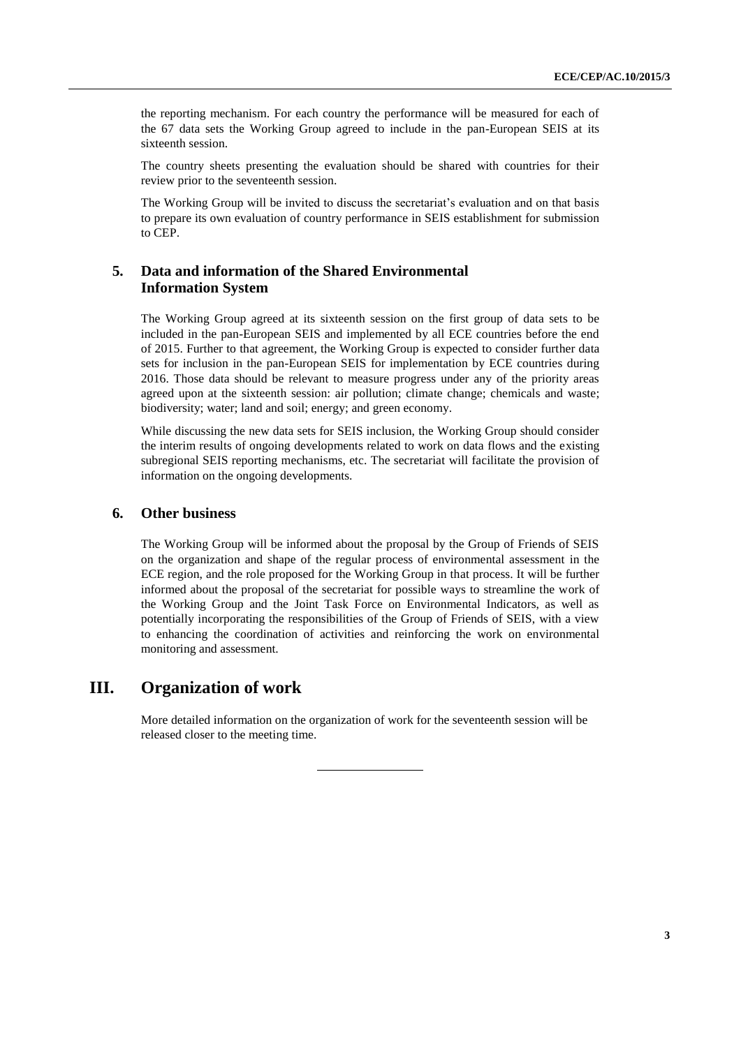the reporting mechanism. For each country the performance will be measured for each of the 67 data sets the Working Group agreed to include in the pan-European SEIS at its sixteenth session.

The country sheets presenting the evaluation should be shared with countries for their review prior to the seventeenth session.

The Working Group will be invited to discuss the secretariat's evaluation and on that basis to prepare its own evaluation of country performance in SEIS establishment for submission to CEP.

### 5. Data and information of the Shared Environmental Information System

The Working Group agreed at its sixteenth session on the first group of data sets to be included in the pan-European SEIS and implemented by all ECE countries before the end of 2015. Further to that agreement, the Working Group is expected to consider further data sets for inclusion in the pan-European SEIS for implementation by ECE countries during 2016. Those data should be relevant to measure progress under any of the priority areas agreed upon at the sixteenth session: air pollution; climate change; chemicals and waste; biodiversity; water; land and soil; energy; and green economy.

While discussing the new data sets for SEIS inclusion, the Working Group should consider the interim results of ongoing developments related to work on data flows and the existing subregional SEIS reporting mechanisms, etc. The secretariat will facilitate the provision of information on the ongoing developments.

### 6. Other business

The Working Group will be informed about the proposal by the Group of Friends of SEIS on the organization and shape of the regular process of environmental assessment in the ECE region, and the role proposed for the Working Group in that process. It will be further informed about the proposal of the secretariat for possible ways to streamline the work of the Working Group and the Joint Task Force on Environmental Indicators, as well as potentially incorporating the responsibilities of the Group of Friends of SEIS, with a view to enhancing the coordination of activities and reinforcing the work on environmental monitoring and assessment.

## III. Organization of work

More detailed information on the organization of work for the seventeenth session will be released closer to the meeting time.